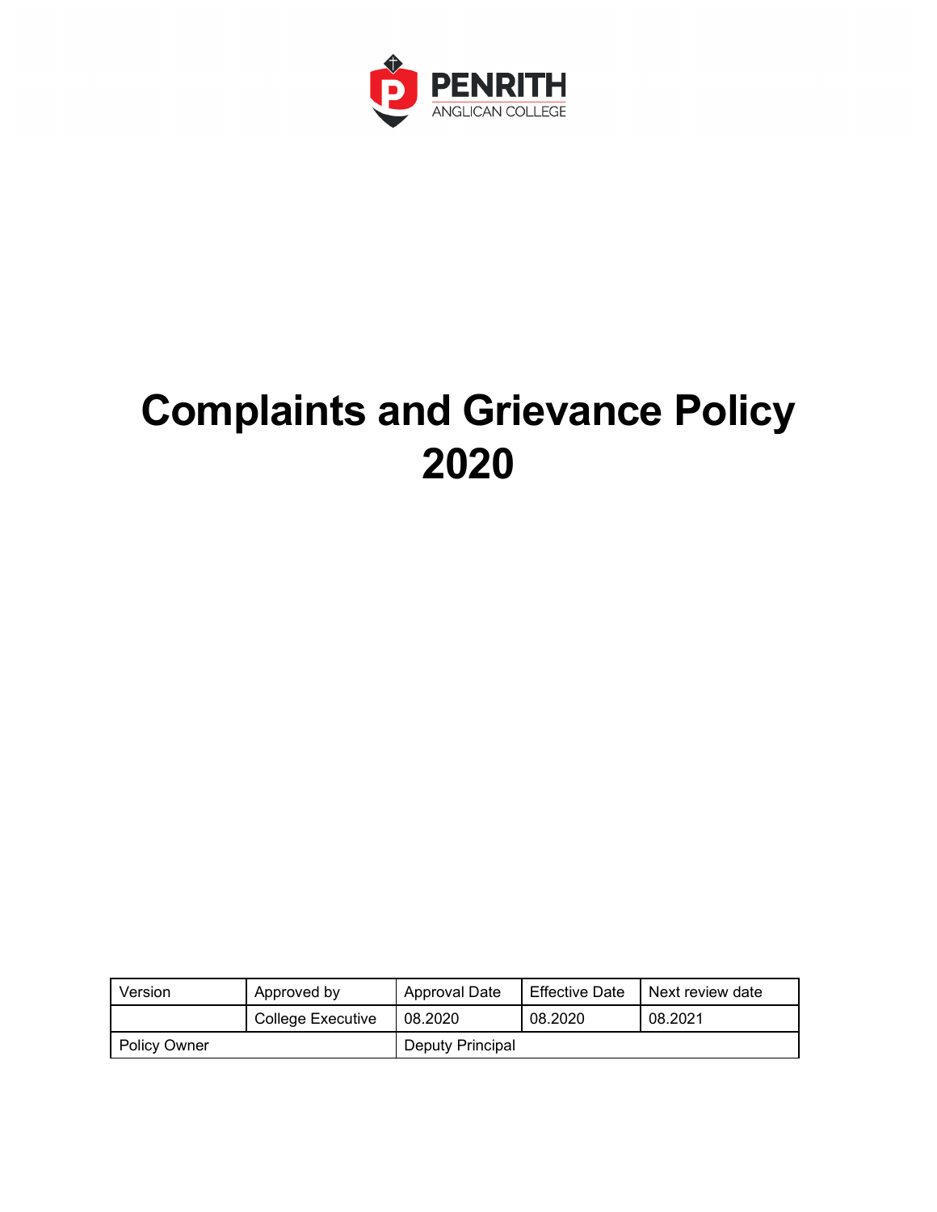PENRITH ANGLICAN COLLEGE

# Complaints and Grievance Policy 2020

| Version | Approved by | Approval Date | Effective Date | Next review date |
|---|---|---|---|---|
| | College Executive | 08.2020 | 08.2020 | 08.2021 |
| Policy Owner | | Deputy Principal | | |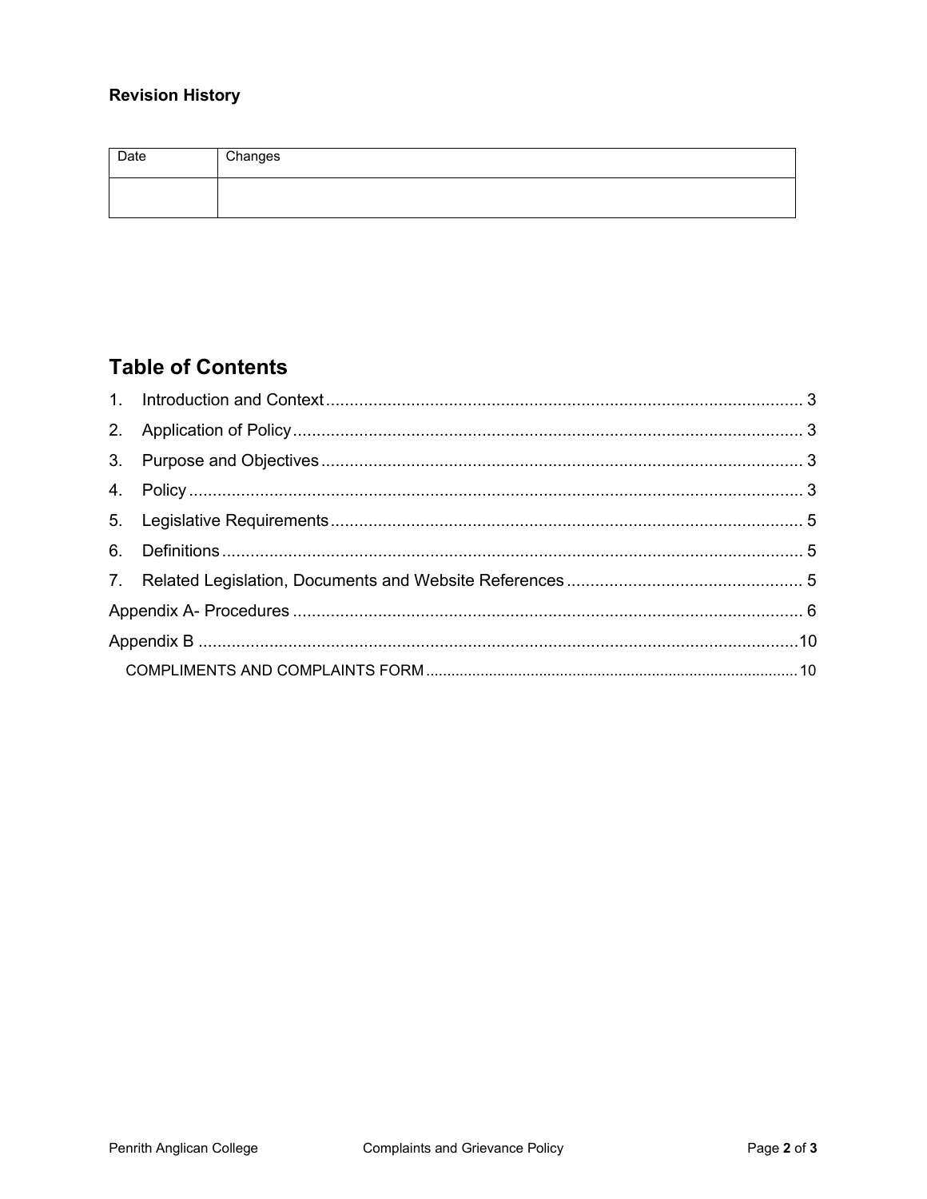**Revision History**

| Date | Changes |
|---|---|
| | |

## Table of Contents

1. Introduction and Context ..... 3
2. Application of Policy ..... 3
3. Purpose and Objectives ..... 3
4. Policy ..... 3
5. Legislative Requirements ..... 5
6. Definitions ..... 5
7. Related Legislation, Documents and Website References ..... 5

Appendix A- Procedures ..... 6

Appendix B ..... 10

COMPLIMENTS AND COMPLAINTS FORM ..... 10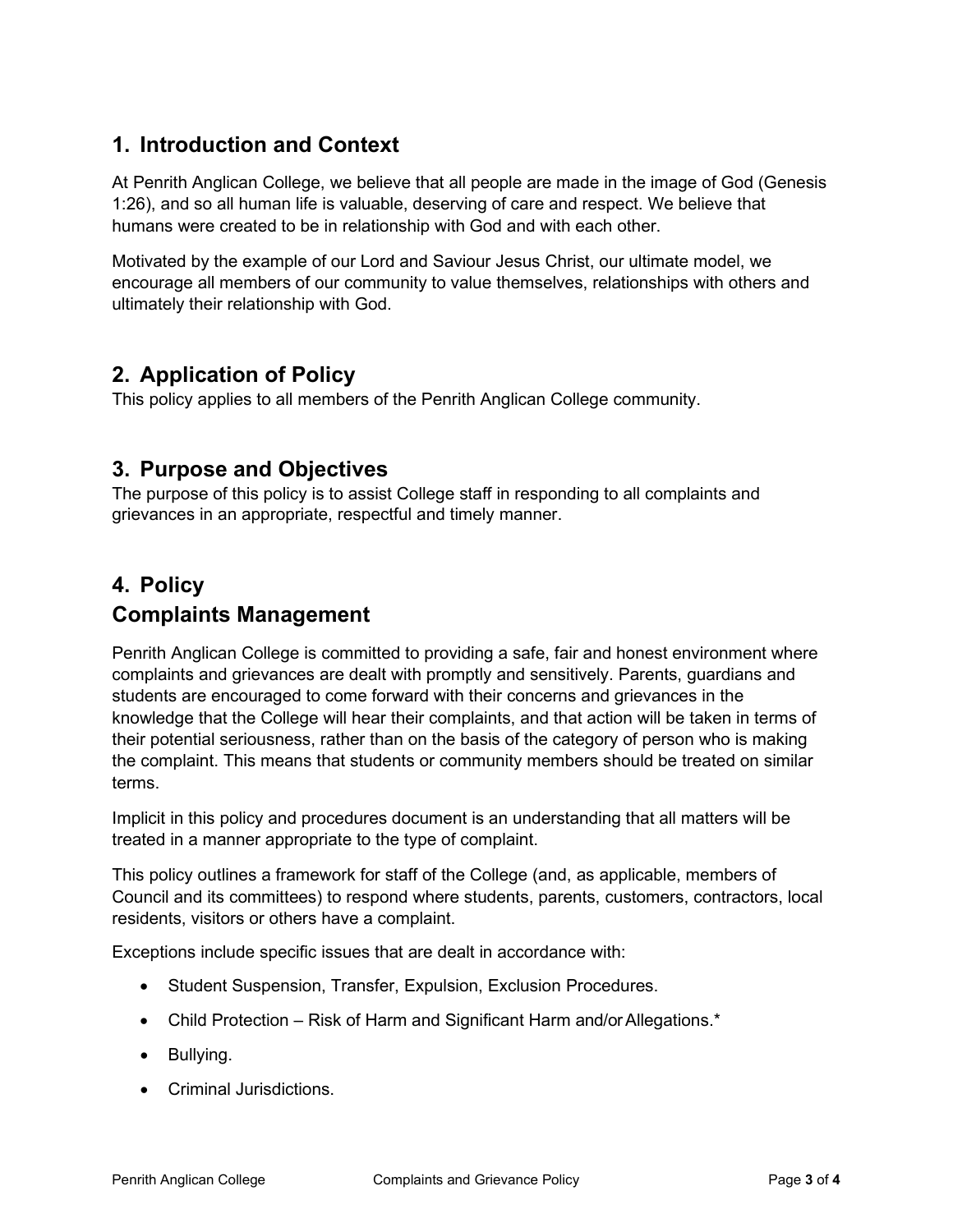## 1. Introduction and Context

At Penrith Anglican College, we believe that all people are made in the image of God (Genesis 1:26), and so all human life is valuable, deserving of care and respect. We believe that humans were created to be in relationship with God and with each other.

Motivated by the example of our Lord and Saviour Jesus Christ, our ultimate model, we encourage all members of our community to value themselves, relationships with others and ultimately their relationship with God.

## 2. Application of Policy

This policy applies to all members of the Penrith Anglican College community.

## 3. Purpose and Objectives

The purpose of this policy is to assist College staff in responding to all complaints and grievances in an appropriate, respectful and timely manner.

## 4. Policy

## Complaints Management

Penrith Anglican College is committed to providing a safe, fair and honest environment where complaints and grievances are dealt with promptly and sensitively. Parents, guardians and students are encouraged to come forward with their concerns and grievances in the knowledge that the College will hear their complaints, and that action will be taken in terms of their potential seriousness, rather than on the basis of the category of person who is making the complaint. This means that students or community members should be treated on similar terms.

Implicit in this policy and procedures document is an understanding that all matters will be treated in a manner appropriate to the type of complaint.

This policy outlines a framework for staff of the College (and, as applicable, members of Council and its committees) to respond where students, parents, customers, contractors, local residents, visitors or others have a complaint.

Exceptions include specific issues that are dealt in accordance with:

- Student Suspension, Transfer, Expulsion, Exclusion Procedures.
- Child Protection – Risk of Harm and Significant Harm and/or Allegations.*
- Bullying.
- Criminal Jurisdictions.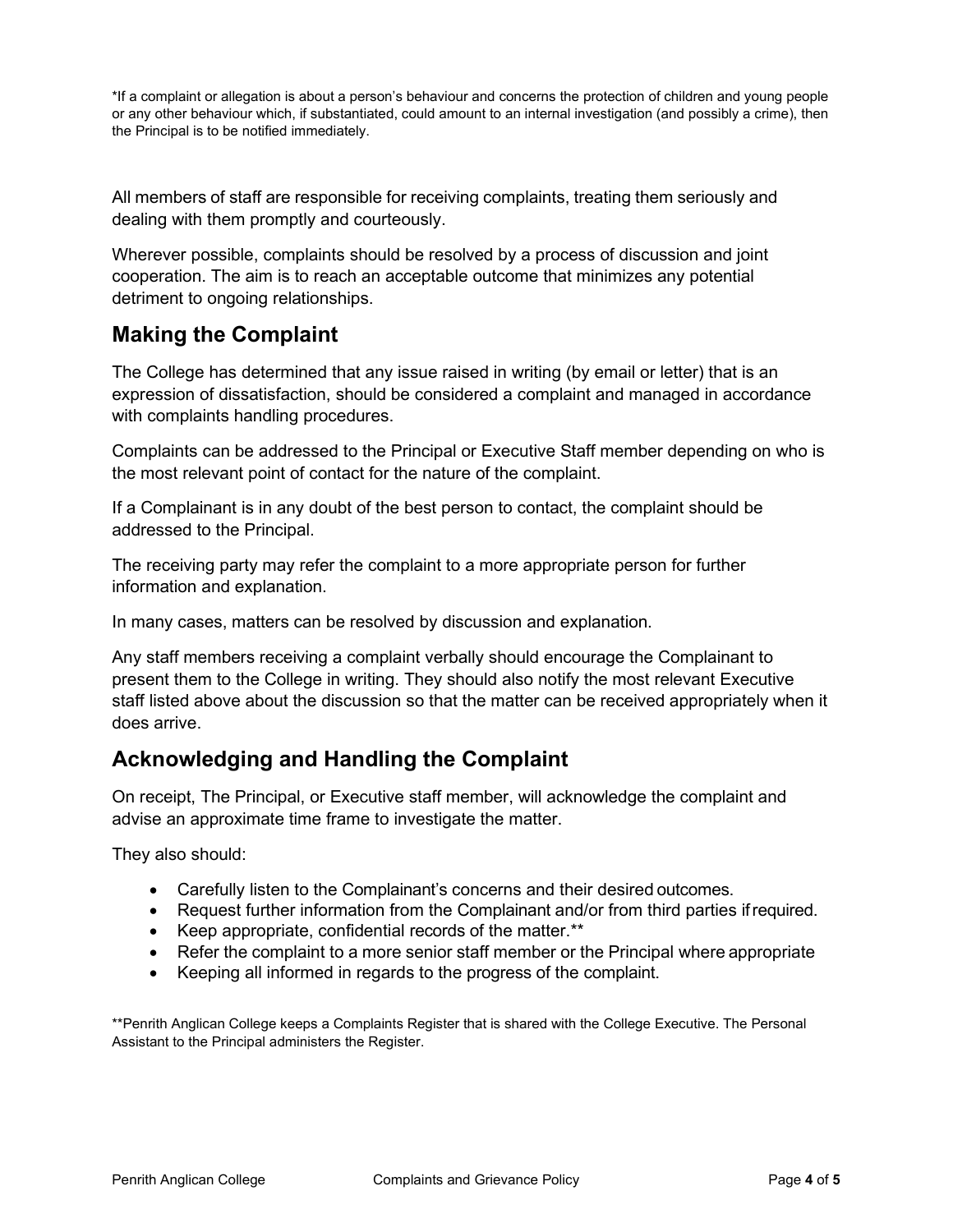*If a complaint or allegation is about a person's behaviour and concerns the protection of children and young people or any other behaviour which, if substantiated, could amount to an internal investigation (and possibly a crime), then the Principal is to be notified immediately.

All members of staff are responsible for receiving complaints, treating them seriously and dealing with them promptly and courteously.

Wherever possible, complaints should be resolved by a process of discussion and joint cooperation. The aim is to reach an acceptable outcome that minimizes any potential detriment to ongoing relationships.

## Making the Complaint

The College has determined that any issue raised in writing (by email or letter) that is an expression of dissatisfaction, should be considered a complaint and managed in accordance with complaints handling procedures.

Complaints can be addressed to the Principal or Executive Staff member depending on who is the most relevant point of contact for the nature of the complaint.

If a Complainant is in any doubt of the best person to contact, the complaint should be addressed to the Principal.

The receiving party may refer the complaint to a more appropriate person for further information and explanation.

In many cases, matters can be resolved by discussion and explanation.

Any staff members receiving a complaint verbally should encourage the Complainant to present them to the College in writing. They should also notify the most relevant Executive staff listed above about the discussion so that the matter can be received appropriately when it does arrive.

## Acknowledging and Handling the Complaint

On receipt, The Principal, or Executive staff member, will acknowledge the complaint and advise an approximate time frame to investigate the matter.

They also should:

- Carefully listen to the Complainant's concerns and their desired outcomes.
- Request further information from the Complainant and/or from third parties if required.
- Keep appropriate, confidential records of the matter.**
- Refer the complaint to a more senior staff member or the Principal where appropriate
- Keeping all informed in regards to the progress of the complaint.

**Penrith Anglican College keeps a Complaints Register that is shared with the College Executive. The Personal Assistant to the Principal administers the Register.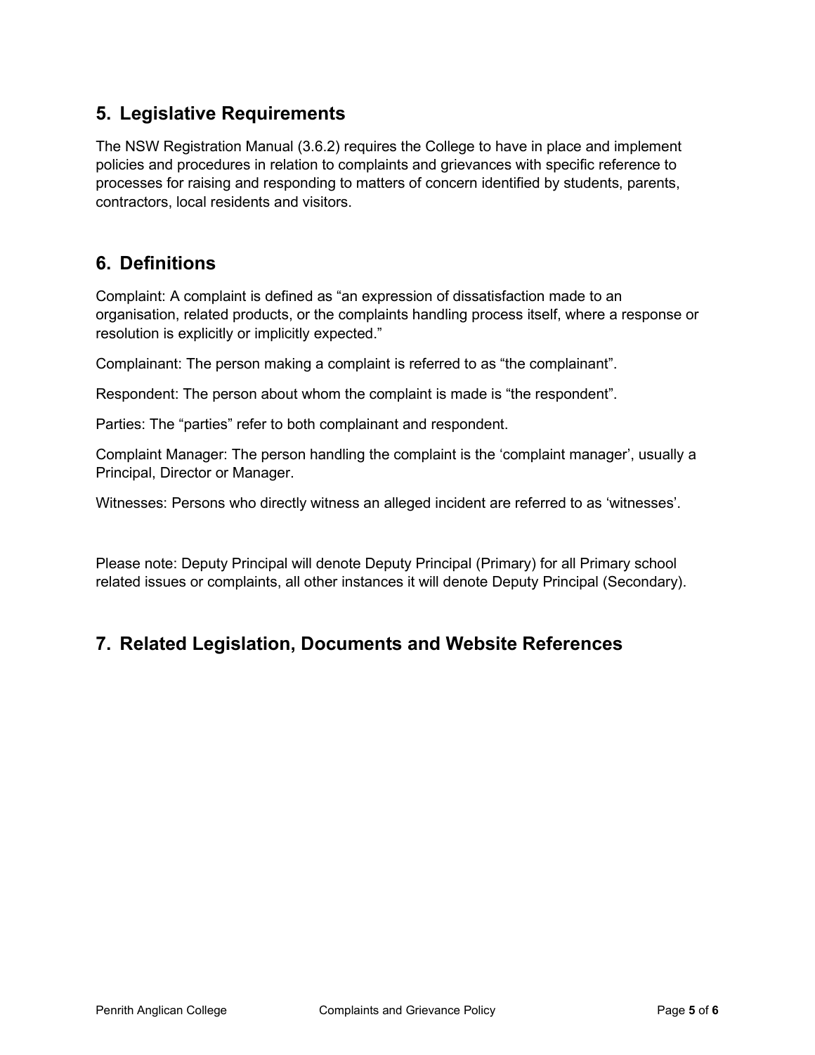## 5. Legislative Requirements

The NSW Registration Manual (3.6.2) requires the College to have in place and implement policies and procedures in relation to complaints and grievances with specific reference to processes for raising and responding to matters of concern identified by students, parents, contractors, local residents and visitors.

## 6. Definitions

Complaint: A complaint is defined as “an expression of dissatisfaction made to an organisation, related products, or the complaints handling process itself, where a response or resolution is explicitly or implicitly expected.”

Complainant: The person making a complaint is referred to as “the complainant”.

Respondent: The person about whom the complaint is made is “the respondent”.

Parties: The “parties” refer to both complainant and respondent.

Complaint Manager: The person handling the complaint is the ‘complaint manager’, usually a Principal, Director or Manager.

Witnesses: Persons who directly witness an alleged incident are referred to as ‘witnesses’.

Please note: Deputy Principal will denote Deputy Principal (Primary) for all Primary school related issues or complaints, all other instances it will denote Deputy Principal (Secondary).

## 7. Related Legislation, Documents and Website References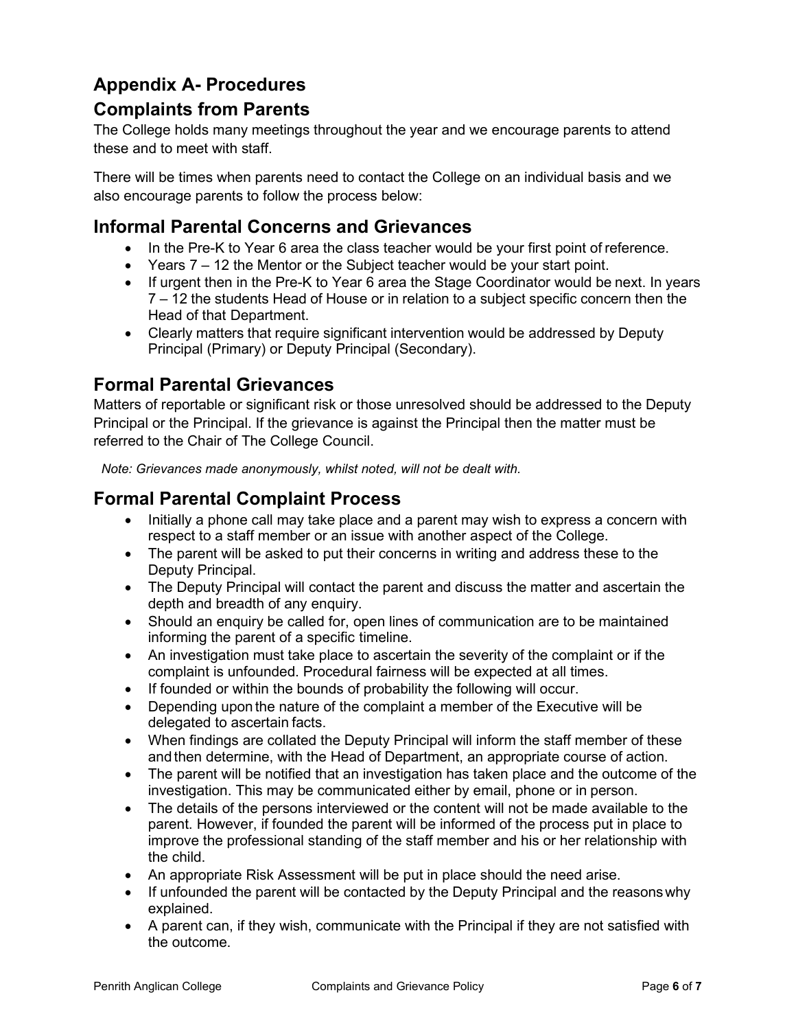## Appendix A- Procedures

## Complaints from Parents

The College holds many meetings throughout the year and we encourage parents to attend these and to meet with staff.

There will be times when parents need to contact the College on an individual basis and we also encourage parents to follow the process below:

### Informal Parental Concerns and Grievances

- In the Pre-K to Year 6 area the class teacher would be your first point of reference.
- Years 7 – 12 the Mentor or the Subject teacher would be your start point.
- If urgent then in the Pre-K to Year 6 area the Stage Coordinator would be next. In years 7 – 12 the students Head of House or in relation to a subject specific concern then the Head of that Department.
- Clearly matters that require significant intervention would be addressed by Deputy Principal (Primary) or Deputy Principal (Secondary).

### Formal Parental Grievances

Matters of reportable or significant risk or those unresolved should be addressed to the Deputy Principal or the Principal. If the grievance is against the Principal then the matter must be referred to the Chair of The College Council.

*Note: Grievances made anonymously, whilst noted, will not be dealt with.*

### Formal Parental Complaint Process

- Initially a phone call may take place and a parent may wish to express a concern with respect to a staff member or an issue with another aspect of the College.
- The parent will be asked to put their concerns in writing and address these to the Deputy Principal.
- The Deputy Principal will contact the parent and discuss the matter and ascertain the depth and breadth of any enquiry.
- Should an enquiry be called for, open lines of communication are to be maintained informing the parent of a specific timeline.
- An investigation must take place to ascertain the severity of the complaint or if the complaint is unfounded. Procedural fairness will be expected at all times.
- If founded or within the bounds of probability the following will occur.
- Depending upon the nature of the complaint a member of the Executive will be delegated to ascertain facts.
- When findings are collated the Deputy Principal will inform the staff member of these and then determine, with the Head of Department, an appropriate course of action.
- The parent will be notified that an investigation has taken place and the outcome of the investigation. This may be communicated either by email, phone or in person.
- The details of the persons interviewed or the content will not be made available to the parent. However, if founded the parent will be informed of the process put in place to improve the professional standing of the staff member and his or her relationship with the child.
- An appropriate Risk Assessment will be put in place should the need arise.
- If unfounded the parent will be contacted by the Deputy Principal and the reasons why explained.
- A parent can, if they wish, communicate with the Principal if they are not satisfied with the outcome.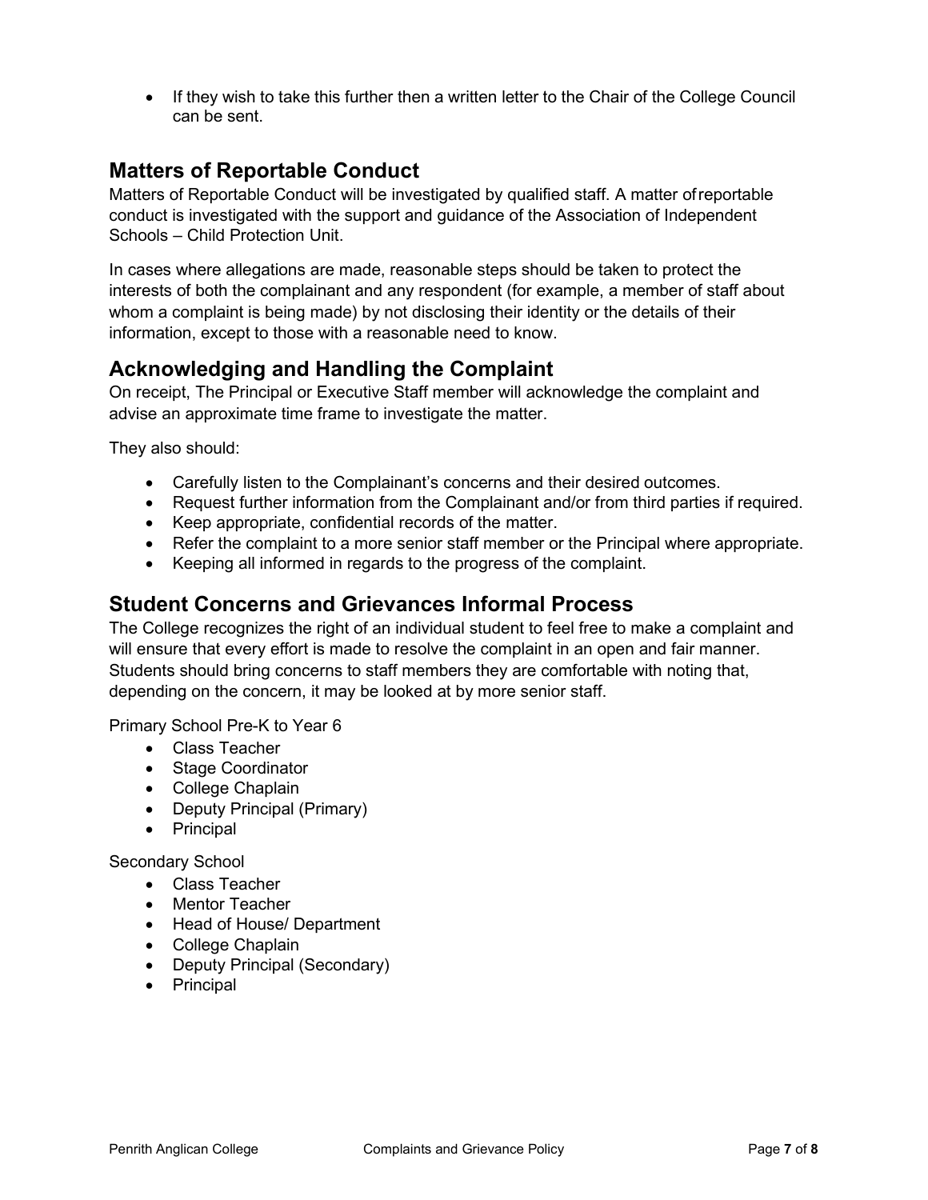- If they wish to take this further then a written letter to the Chair of the College Council can be sent.

## Matters of Reportable Conduct

Matters of Reportable Conduct will be investigated by qualified staff. A matter of reportable conduct is investigated with the support and guidance of the Association of Independent Schools – Child Protection Unit.

In cases where allegations are made, reasonable steps should be taken to protect the interests of both the complainant and any respondent (for example, a member of staff about whom a complaint is being made) by not disclosing their identity or the details of their information, except to those with a reasonable need to know.

## Acknowledging and Handling the Complaint

On receipt, The Principal or Executive Staff member will acknowledge the complaint and advise an approximate time frame to investigate the matter.

They also should:

- Carefully listen to the Complainant's concerns and their desired outcomes.
- Request further information from the Complainant and/or from third parties if required.
- Keep appropriate, confidential records of the matter.
- Refer the complaint to a more senior staff member or the Principal where appropriate.
- Keeping all informed in regards to the progress of the complaint.

## Student Concerns and Grievances Informal Process

The College recognizes the right of an individual student to feel free to make a complaint and will ensure that every effort is made to resolve the complaint in an open and fair manner. Students should bring concerns to staff members they are comfortable with noting that, depending on the concern, it may be looked at by more senior staff.

Primary School Pre-K to Year 6

- Class Teacher
- Stage Coordinator
- College Chaplain
- Deputy Principal (Primary)
- Principal

Secondary School

- Class Teacher
- Mentor Teacher
- Head of House/ Department
- College Chaplain
- Deputy Principal (Secondary)
- Principal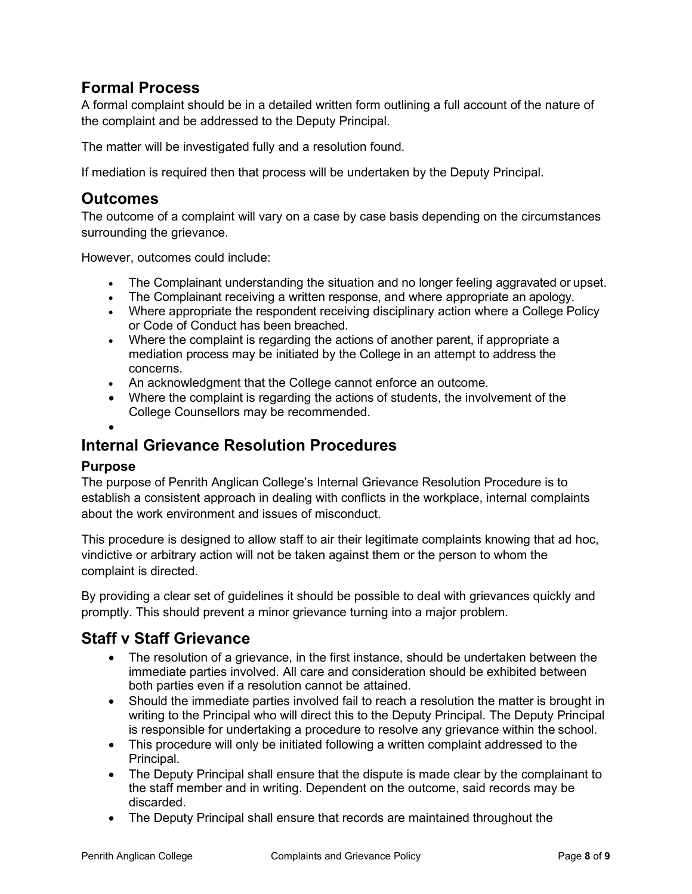## Formal Process

A formal complaint should be in a detailed written form outlining a full account of the nature of the complaint and be addressed to the Deputy Principal.

The matter will be investigated fully and a resolution found.

If mediation is required then that process will be undertaken by the Deputy Principal.

## Outcomes

The outcome of a complaint will vary on a case by case basis depending on the circumstances surrounding the grievance.

However, outcomes could include:

- The Complainant understanding the situation and no longer feeling aggravated or upset.
- The Complainant receiving a written response, and where appropriate an apology.
- Where appropriate the respondent receiving disciplinary action where a College Policy or Code of Conduct has been breached.
- Where the complaint is regarding the actions of another parent, if appropriate a mediation process may be initiated by the College in an attempt to address the concerns.
- An acknowledgment that the College cannot enforce an outcome.
- Where the complaint is regarding the actions of students, the involvement of the College Counsellors may be recommended.

## Internal Grievance Resolution Procedures

### Purpose

The purpose of Penrith Anglican College's Internal Grievance Resolution Procedure is to establish a consistent approach in dealing with conflicts in the workplace, internal complaints about the work environment and issues of misconduct.

This procedure is designed to allow staff to air their legitimate complaints knowing that ad hoc, vindictive or arbitrary action will not be taken against them or the person to whom the complaint is directed.

By providing a clear set of guidelines it should be possible to deal with grievances quickly and promptly. This should prevent a minor grievance turning into a major problem.

## Staff v Staff Grievance

- The resolution of a grievance, in the first instance, should be undertaken between the immediate parties involved. All care and consideration should be exhibited between both parties even if a resolution cannot be attained.
- Should the immediate parties involved fail to reach a resolution the matter is brought in writing to the Principal who will direct this to the Deputy Principal. The Deputy Principal is responsible for undertaking a procedure to resolve any grievance within the school.
- This procedure will only be initiated following a written complaint addressed to the Principal.
- The Deputy Principal shall ensure that the dispute is made clear by the complainant to the staff member and in writing. Dependent on the outcome, said records may be discarded.
- The Deputy Principal shall ensure that records are maintained throughout the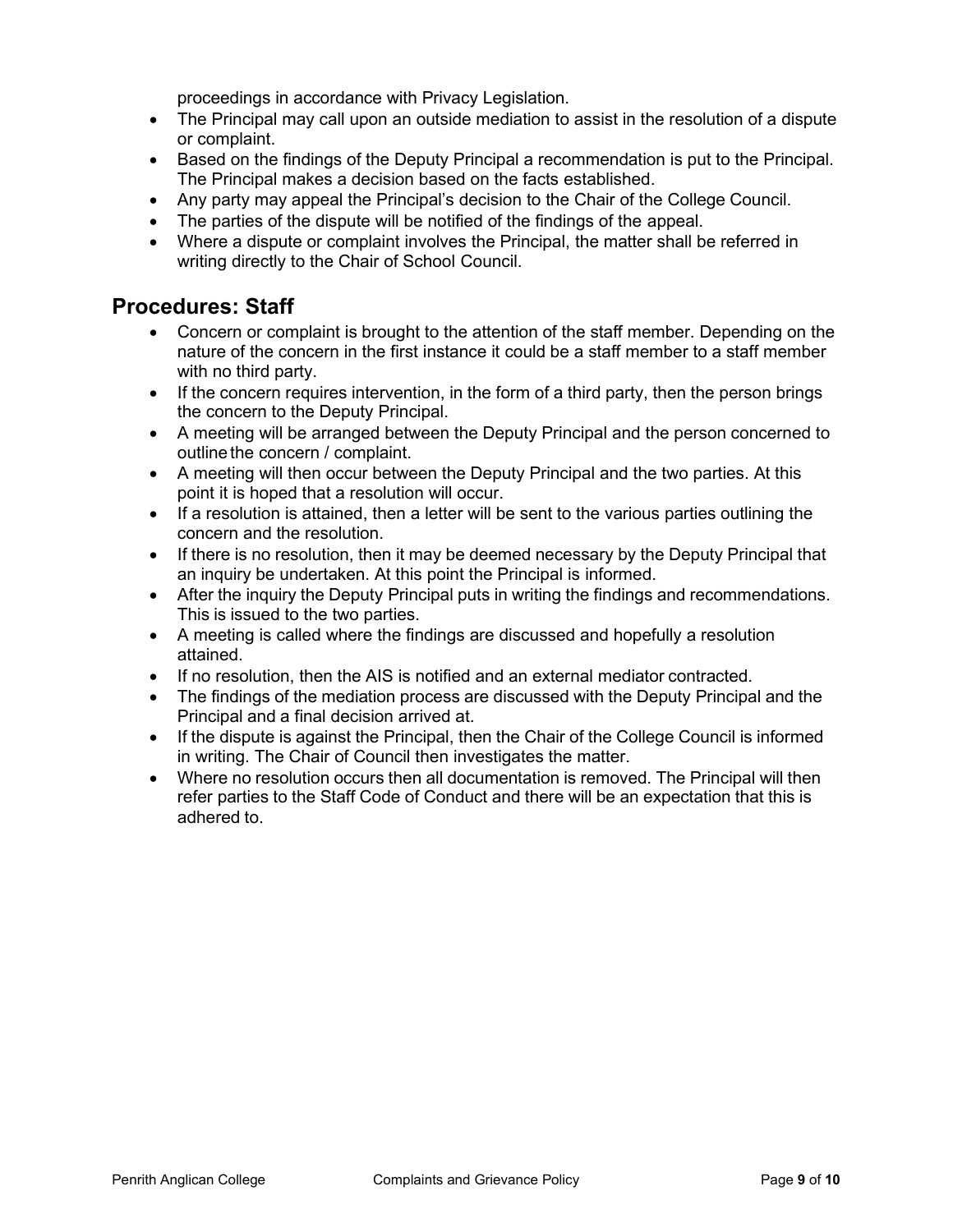proceedings in accordance with Privacy Legislation.

- The Principal may call upon an outside mediation to assist in the resolution of a dispute or complaint.
- Based on the findings of the Deputy Principal a recommendation is put to the Principal. The Principal makes a decision based on the facts established.
- Any party may appeal the Principal's decision to the Chair of the College Council.
- The parties of the dispute will be notified of the findings of the appeal.
- Where a dispute or complaint involves the Principal, the matter shall be referred in writing directly to the Chair of School Council.

## Procedures: Staff

- Concern or complaint is brought to the attention of the staff member. Depending on the nature of the concern in the first instance it could be a staff member to a staff member with no third party.
- If the concern requires intervention, in the form of a third party, then the person brings the concern to the Deputy Principal.
- A meeting will be arranged between the Deputy Principal and the person concerned to outline the concern / complaint.
- A meeting will then occur between the Deputy Principal and the two parties. At this point it is hoped that a resolution will occur.
- If a resolution is attained, then a letter will be sent to the various parties outlining the concern and the resolution.
- If there is no resolution, then it may be deemed necessary by the Deputy Principal that an inquiry be undertaken. At this point the Principal is informed.
- After the inquiry the Deputy Principal puts in writing the findings and recommendations. This is issued to the two parties.
- A meeting is called where the findings are discussed and hopefully a resolution attained.
- If no resolution, then the AIS is notified and an external mediator contracted.
- The findings of the mediation process are discussed with the Deputy Principal and the Principal and a final decision arrived at.
- If the dispute is against the Principal, then the Chair of the College Council is informed in writing. The Chair of Council then investigates the matter.
- Where no resolution occurs then all documentation is removed. The Principal will then refer parties to the Staff Code of Conduct and there will be an expectation that this is adhered to.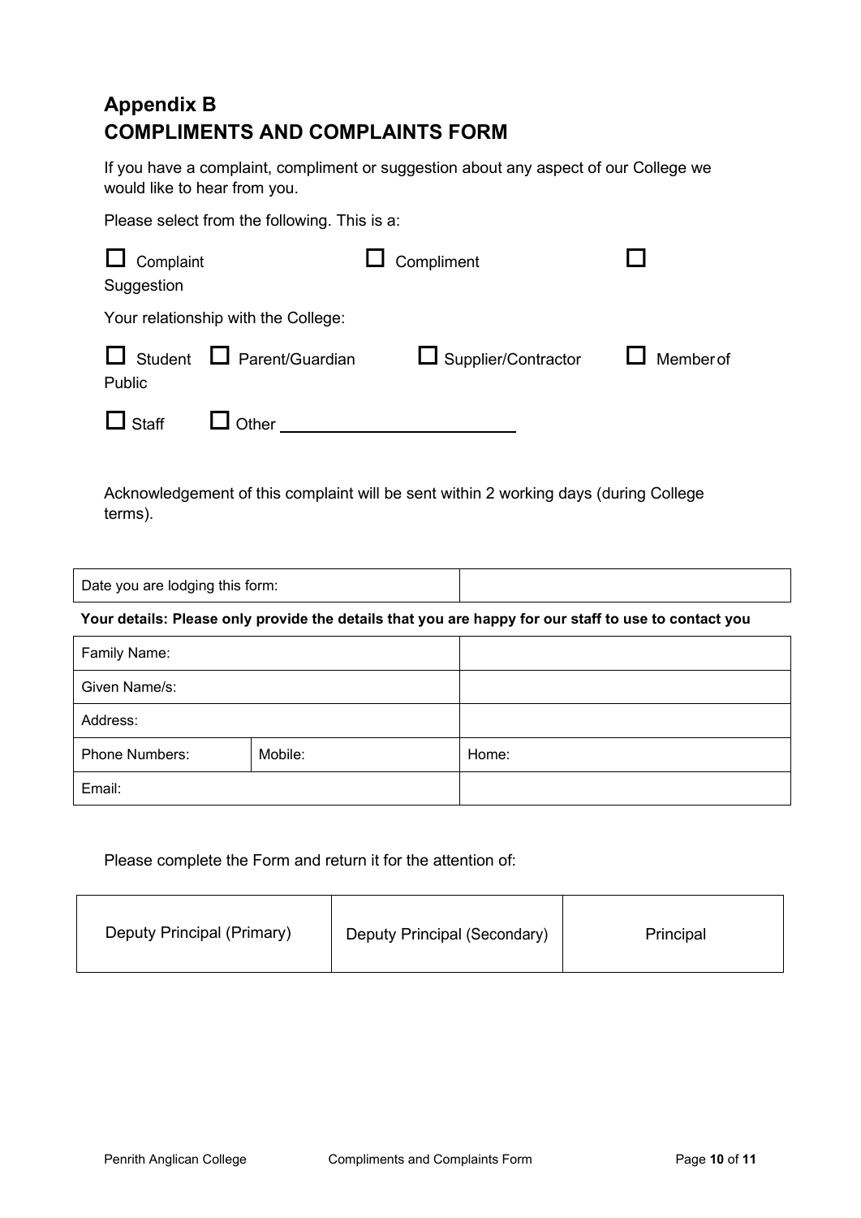## Appendix B
## COMPLIMENTS AND COMPLAINTS FORM

If you have a complaint, compliment or suggestion about any aspect of our College we would like to hear from you.

Please select from the following. This is a:

☐ Complaint ☐ Compliment ☐ Suggestion

Your relationship with the College:

☐ Student ☐ Parent/Guardian ☐ Supplier/Contractor ☐ Member of Public

☐ Staff ☐ Other ________________________

Acknowledgement of this complaint will be sent within 2 working days (during College terms).

| Date you are lodging this form: | |
|---|---|

**Your details: Please only provide the details that you are happy for our staff to use to contact you**

| Family Name: | | |
|---|---|---|
| Given Name/s: | | |
| Address: | | |
| Phone Numbers: | Mobile: | Home: |
| Email: | | |

Please complete the Form and return it for the attention of:

| Deputy Principal (Primary) | Deputy Principal (Secondary) | Principal |
|---|---|---|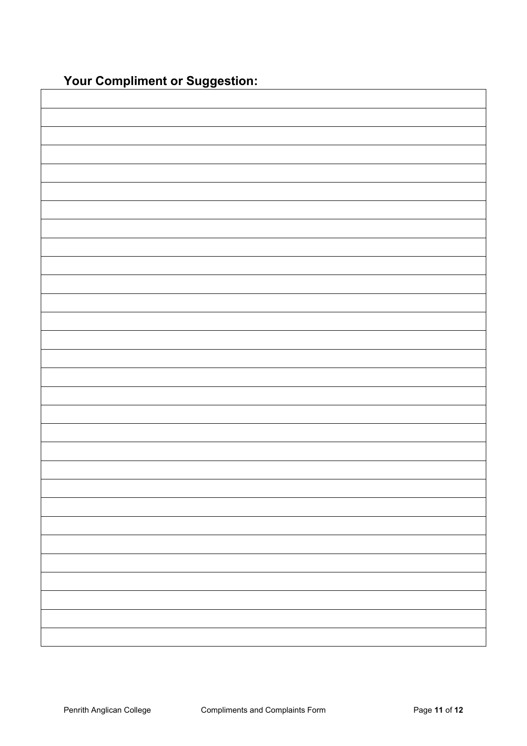## Your Compliment or Suggestion:

|  |
|---|
|  |
|  |
|  |
|  |
|  |
|  |
|  |
|  |
|  |
|  |
|  |
|  |
|  |
|  |
|  |
|  |
|  |
|  |
|  |
|  |
|  |
|  |
|  |
|  |
|  |
|  |
|  |
|  |
|  |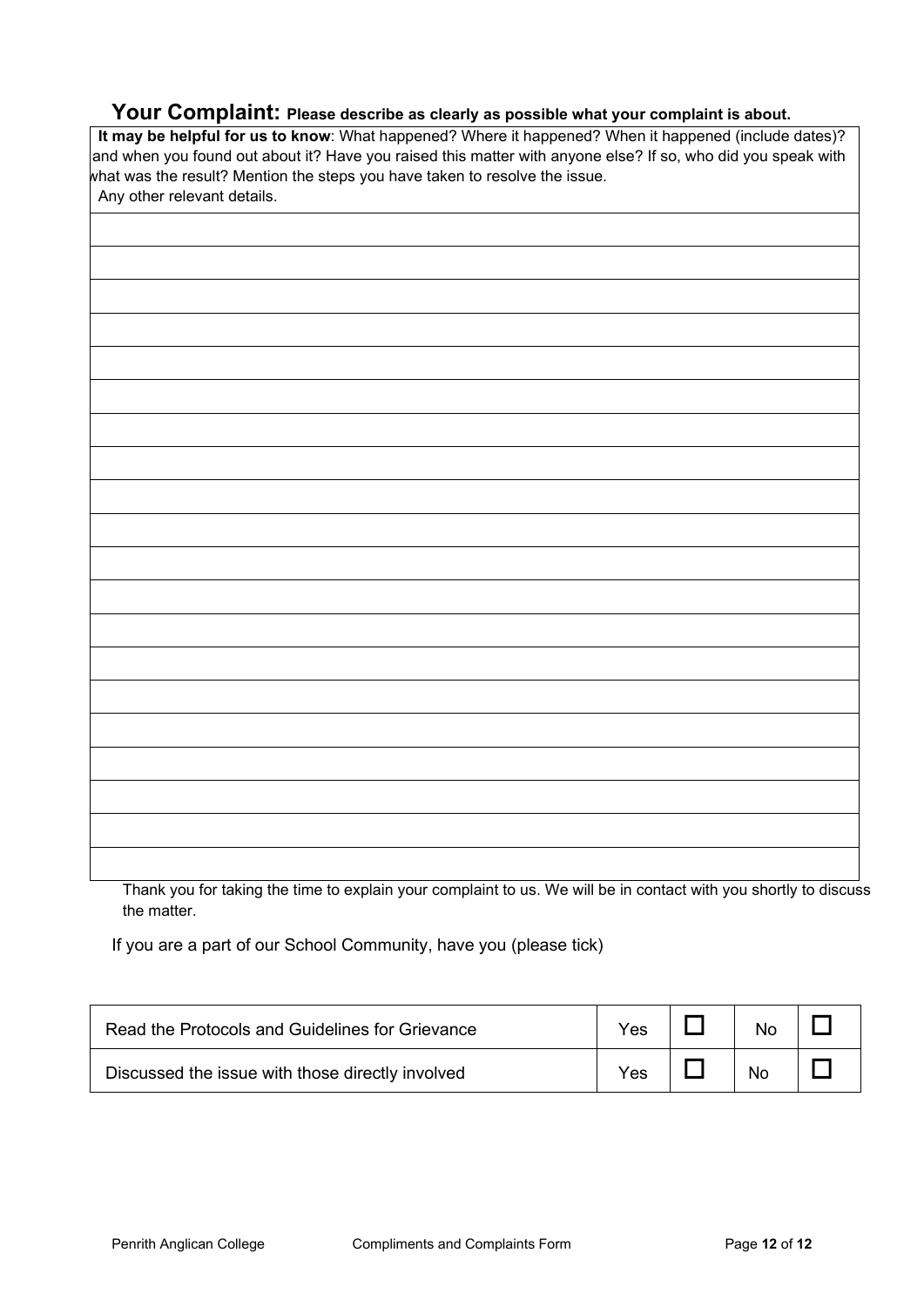## Your Complaint: Please describe as clearly as possible what your complaint is about.

**It may be helpful for us to know**: What happened? Where it happened? When it happened (include dates)? and when you found out about it? Have you raised this matter with anyone else? If so, who did you speak with what was the result? Mention the steps you have taken to resolve the issue.
Any other relevant details.

Thank you for taking the time to explain your complaint to us. We will be in contact with you shortly to discuss the matter.

If you are a part of our School Community, have you (please tick)

| | | | | |
|---|---|---|---|---|
| Read the Protocols and Guidelines for Grievance | Yes | ☐ | No | ☐ |
| Discussed the issue with those directly involved | Yes | ☐ | No | ☐ |